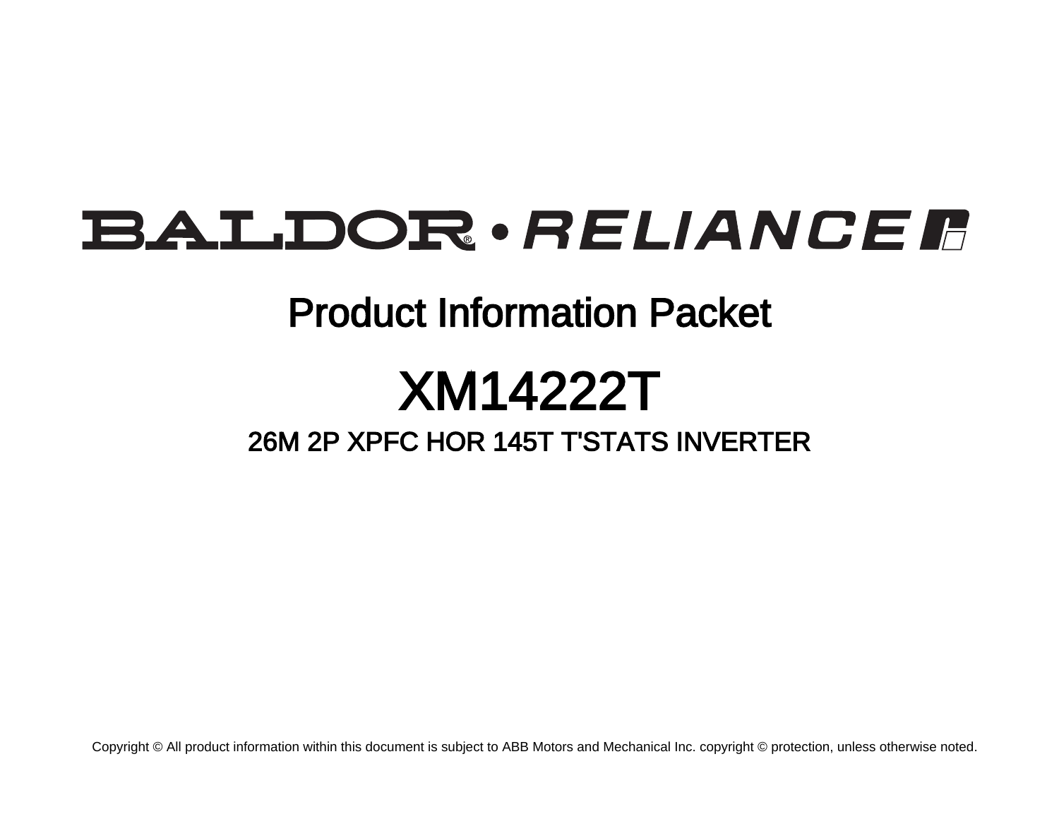BALDOR® • RELIANCE

# Product Information Packet

# XM14222T

## 26M 2P XPFC HOR 145T T'STATS INVERTER

Copyright © All product information within this document is subject to ABB Motors and Mechanical Inc. copyright © protection, unless otherwise noted.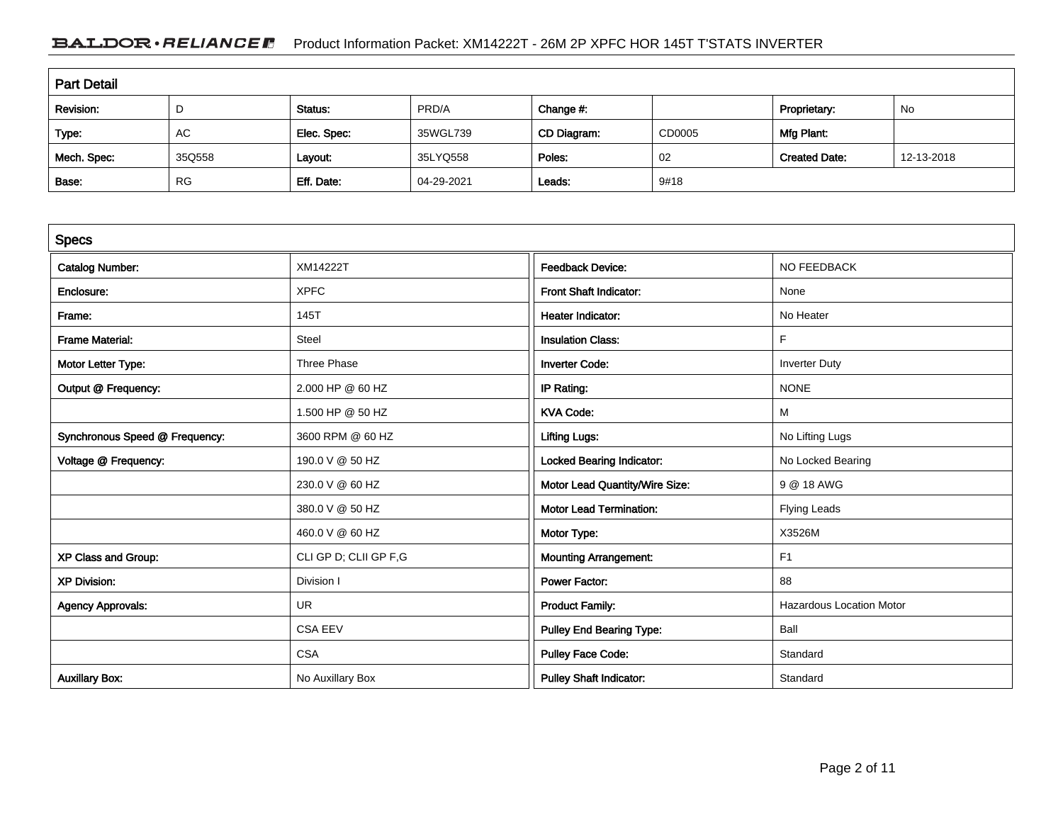## Part Detail

| Revision: | D | Status: | PRD/A | Change #: | | Proprietary: | No |
|---|---|---|---|---|---|---|---|
| Type: | AC | Elec. Spec: | 35WGL739 | CD Diagram: | CD0005 | Mfg Plant: | |
| Mech. Spec: | 35Q558 | Layout: | 35LYQ558 | Poles: | 02 | Created Date: | 12-13-2018 |
| Base: | RG | Eff. Date: | 04-29-2021 | Leads: | 9#18 | | |

## Specs

| | | | |
|---|---|---|---|
| Catalog Number: | XM14222T | Feedback Device: | NO FEEDBACK |
| Enclosure: | XPFC | Front Shaft Indicator: | None |
| Frame: | 145T | Heater Indicator: | No Heater |
| Frame Material: | Steel | Insulation Class: | F |
| Motor Letter Type: | Three Phase | Inverter Code: | Inverter Duty |
| Output @ Frequency: | 2.000 HP @ 60 HZ | IP Rating: | NONE |
| | 1.500 HP @ 50 HZ | KVA Code: | M |
| Synchronous Speed @ Frequency: | 3600 RPM @ 60 HZ | Lifting Lugs: | No Lifting Lugs |
| Voltage @ Frequency: | 190.0 V @ 50 HZ | Locked Bearing Indicator: | No Locked Bearing |
| | 230.0 V @ 60 HZ | Motor Lead Quantity/Wire Size: | 9 @ 18 AWG |
| | 380.0 V @ 50 HZ | Motor Lead Termination: | Flying Leads |
| | 460.0 V @ 60 HZ | Motor Type: | X3526M |
| XP Class and Group: | CLI GP D; CLII GP F,G | Mounting Arrangement: | F1 |
| XP Division: | Division I | Power Factor: | 88 |
| Agency Approvals: | UR | Product Family: | Hazardous Location Motor |
| | CSA EEV | Pulley End Bearing Type: | Ball |
| | CSA | Pulley Face Code: | Standard |
| Auxillary Box: | No Auxillary Box | Pulley Shaft Indicator: | Standard |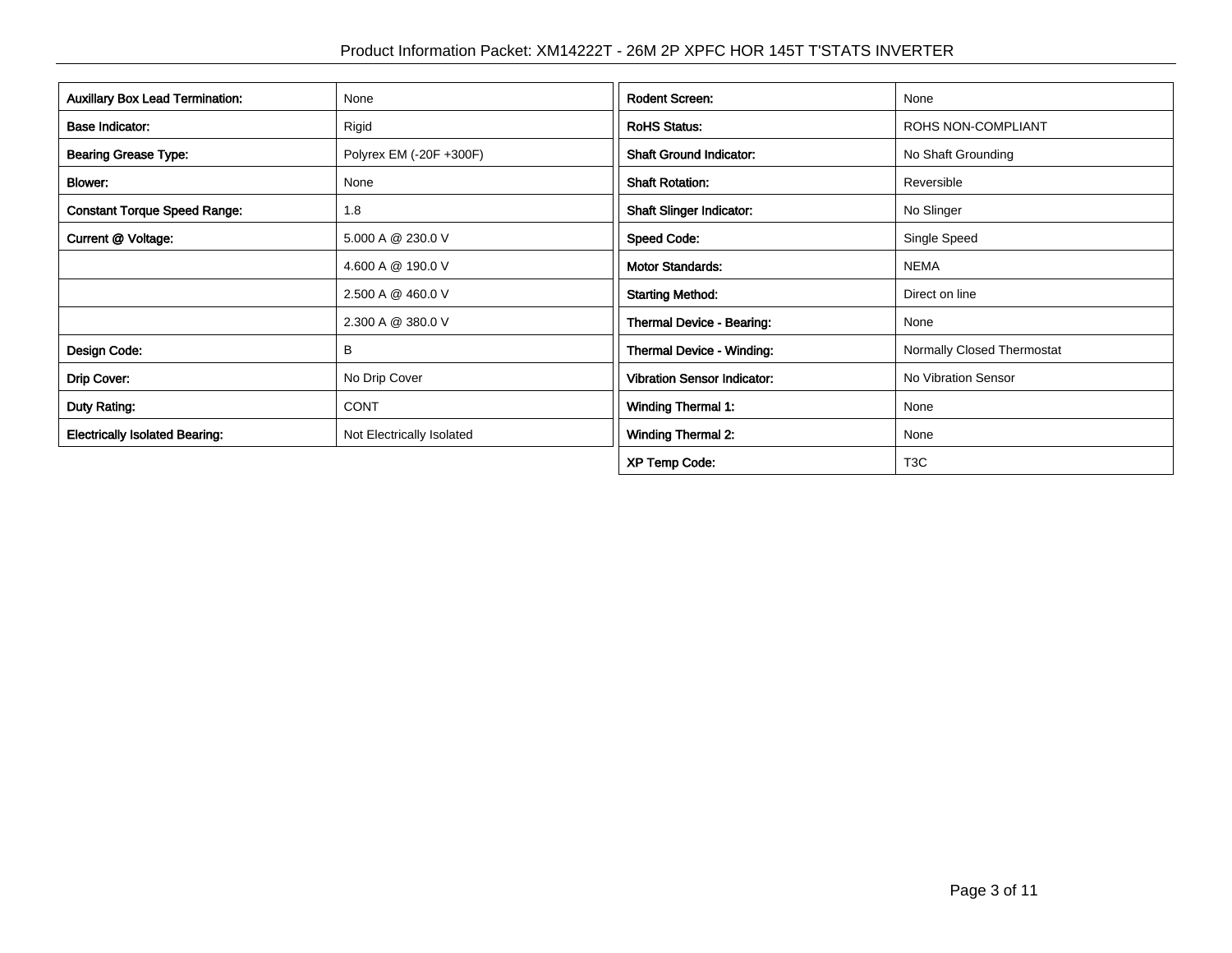| Auxillary Box Lead Termination: | None |
| --- | --- |
| Base Indicator: | Rigid |
| Bearing Grease Type: | Polyrex EM (-20F +300F) |
| Blower: | None |
| Constant Torque Speed Range: | 1.8 |
| Current @ Voltage: | 5.000 A @ 230.0 V |
| | 4.600 A @ 190.0 V |
| | 2.500 A @ 460.0 V |
| | 2.300 A @ 380.0 V |
| Design Code: | B |
| Drip Cover: | No Drip Cover |
| Duty Rating: | CONT |
| Electrically Isolated Bearing: | Not Electrically Isolated |

| Rodent Screen: | None |
| --- | --- |
| RoHS Status: | ROHS NON-COMPLIANT |
| Shaft Ground Indicator: | No Shaft Grounding |
| Shaft Rotation: | Reversible |
| Shaft Slinger Indicator: | No Slinger |
| Speed Code: | Single Speed |
| Motor Standards: | NEMA |
| Starting Method: | Direct on line |
| Thermal Device - Bearing: | None |
| Thermal Device - Winding: | Normally Closed Thermostat |
| Vibration Sensor Indicator: | No Vibration Sensor |
| Winding Thermal 1: | None |
| Winding Thermal 2: | None |
| XP Temp Code: | T3C |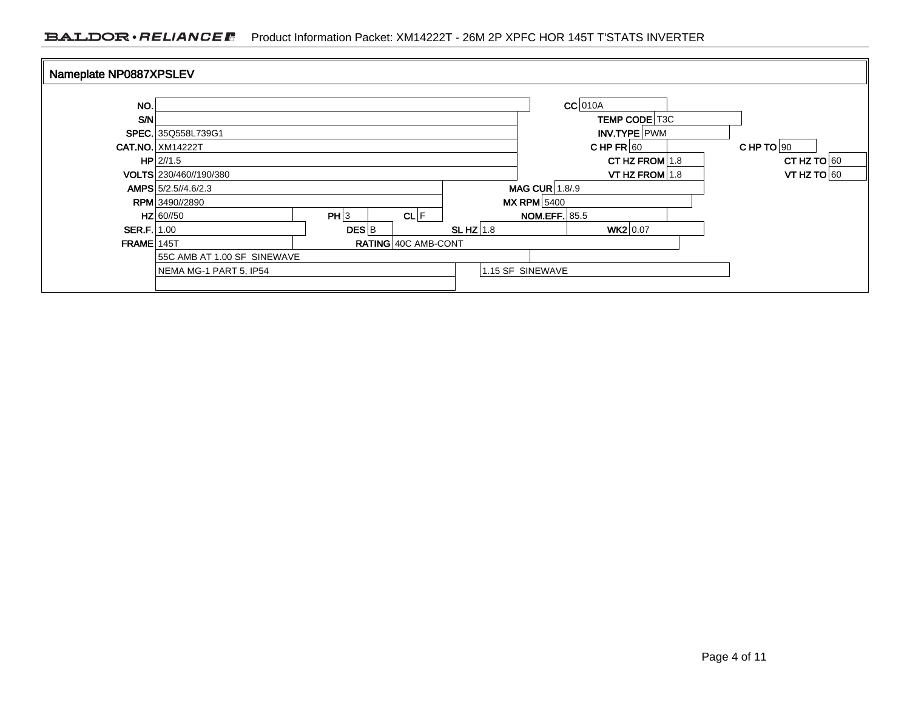## Nameplate NP0887XPSLEV

| Field | Value |
|---|---|
| NO. | |
| CC | 010A |
| S/N | |
| TEMP CODE | T3C |
| SPEC. | 35Q558L739G1 |
| INV.TYPE | PWM |
| CAT.NO. | XM14222T |
| C HP FR | 60 |
| C HP TO | 90 |
| HP | 2//1.5 |
| CT HZ FROM | 1.8 |
| CT HZ TO | 60 |
| VOLTS | 230/460//190/380 |
| VT HZ FROM | 1.8 |
| VT HZ TO | 60 |
| AMPS | 5/2.5//4.6/2.3 |
| MAG CUR | 1.8/.9 |
| RPM | 3490//2890 |
| MX RPM | 5400 |
| HZ | 60//50 |
| PH | 3 |
| CL | F |
| NOM.EFF. | 85.5 |
| SER.F. | 1.00 |
| DES | B |
| SL HZ | 1.8 |
| WK2 | 0.07 |
| FRAME | 145T |
| RATING | 40C AMB-CONT |
| | 55C AMB AT 1.00 SF SINEWAVE |
| | NEMA MG-1 PART 5, IP54 |
| | 1.15 SF SINEWAVE |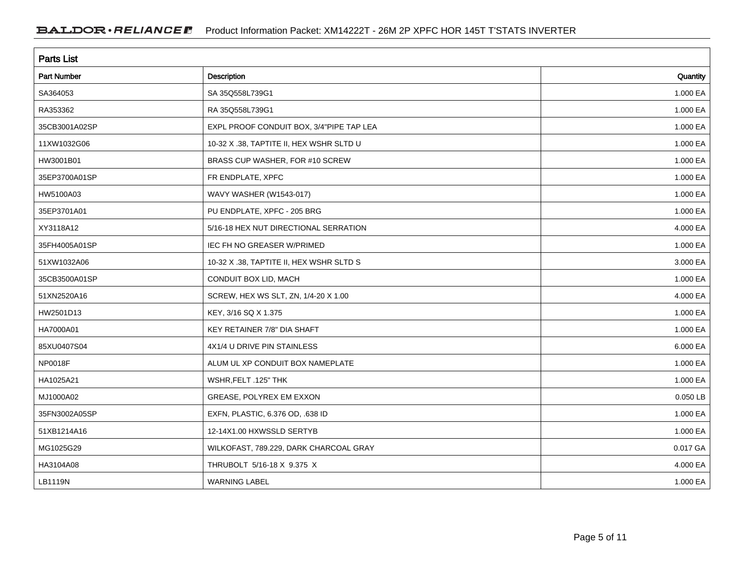## Parts List

| Part Number | Description | Quantity |
|---|---|---|
| SA364053 | SA 35Q558L739G1 | 1.000 EA |
| RA353362 | RA 35Q558L739G1 | 1.000 EA |
| 35CB3001A02SP | EXPL PROOF CONDUIT BOX, 3/4"PIPE TAP LEA | 1.000 EA |
| 11XW1032G06 | 10-32 X .38, TAPTITE II, HEX WSHR SLTD U | 1.000 EA |
| HW3001B01 | BRASS CUP WASHER, FOR #10 SCREW | 1.000 EA |
| 35EP3700A01SP | FR ENDPLATE, XPFC | 1.000 EA |
| HW5100A03 | WAVY WASHER (W1543-017) | 1.000 EA |
| 35EP3701A01 | PU ENDPLATE, XPFC - 205 BRG | 1.000 EA |
| XY3118A12 | 5/16-18 HEX NUT DIRECTIONAL SERRATION | 4.000 EA |
| 35FH4005A01SP | IEC FH NO GREASER W/PRIMED | 1.000 EA |
| 51XW1032A06 | 10-32 X .38, TAPTITE II, HEX WSHR SLTD S | 3.000 EA |
| 35CB3500A01SP | CONDUIT BOX LID, MACH | 1.000 EA |
| 51XN2520A16 | SCREW, HEX WS SLT, ZN, 1/4-20 X 1.00 | 4.000 EA |
| HW2501D13 | KEY, 3/16 SQ X 1.375 | 1.000 EA |
| HA7000A01 | KEY RETAINER 7/8" DIA SHAFT | 1.000 EA |
| 85XU0407S04 | 4X1/4 U DRIVE PIN STAINLESS | 6.000 EA |
| NP0018F | ALUM UL XP CONDUIT BOX NAMEPLATE | 1.000 EA |
| HA1025A21 | WSHR,FELT .125" THK | 1.000 EA |
| MJ1000A02 | GREASE, POLYREX EM EXXON | 0.050 LB |
| 35FN3002A05SP | EXFN, PLASTIC, 6.376 OD, .638 ID | 1.000 EA |
| 51XB1214A16 | 12-14X1.00 HXWSSLD SERTYB | 1.000 EA |
| MG1025G29 | WILKOFAST, 789.229, DARK CHARCOAL GRAY | 0.017 GA |
| HA3104A08 | THRUBOLT 5/16-18 X 9.375 X | 4.000 EA |
| LB1119N | WARNING LABEL | 1.000 EA |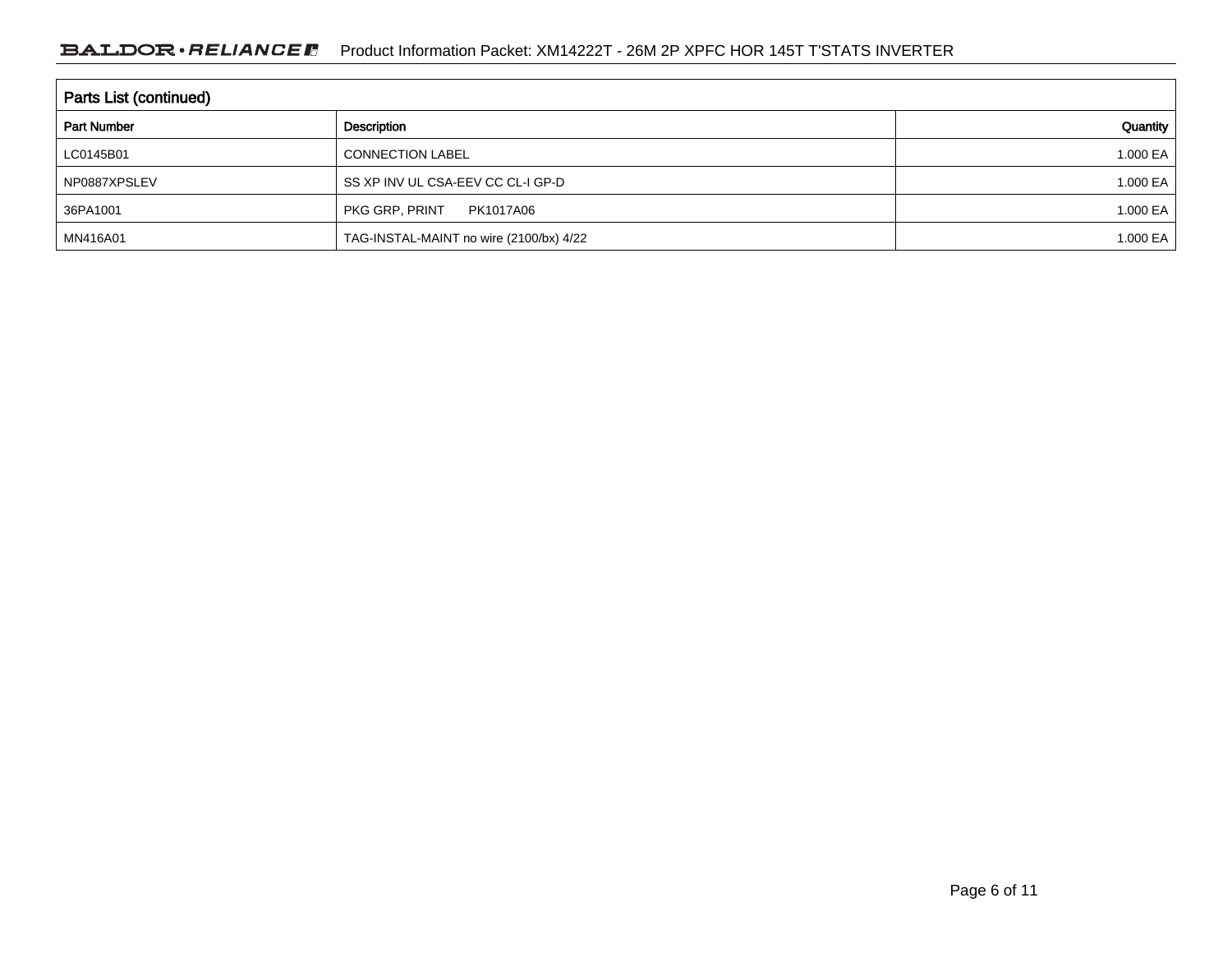## Parts List (continued)

| Part Number | Description | Quantity |
|---|---|---|
| LC0145B01 | CONNECTION LABEL | 1.000 EA |
| NP0887XPSLEV | SS XP INV UL CSA-EEV CC CL-I GP-D | 1.000 EA |
| 36PA1001 | PKG GRP, PRINT PK1017A06 | 1.000 EA |
| MN416A01 | TAG-INSTAL-MAINT no wire (2100/bx) 4/22 | 1.000 EA |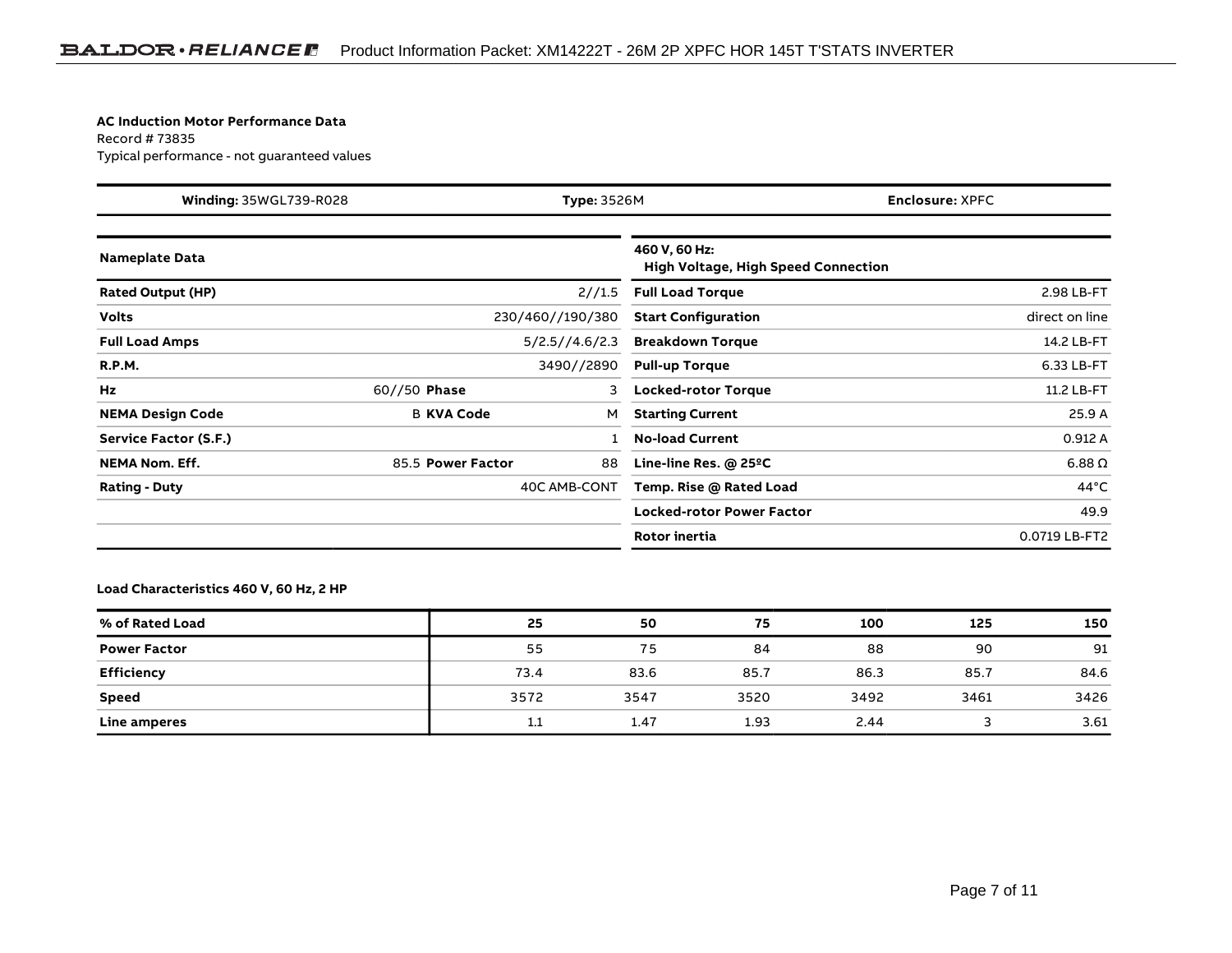**AC Induction Motor Performance Data**
Record # 73835
Typical performance - not guaranteed values

| **Winding:** 35WGL739-R028 | **Type:** 3526M | **Enclosure:** XPFC |
| --- | --- | --- |

| **Nameplate Data** | | | | **460 V, 60 Hz: High Voltage, High Speed Connection** | |
| --- | --- | --- | --- | --- | --- |
| **Rated Output (HP)** | | | 2//1.5 | **Full Load Torque** | 2.98 LB-FT |
| **Volts** | | | 230/460//190/380 | **Start Configuration** | direct on line |
| **Full Load Amps** | | | 5/2.5//4.6/2.3 | **Breakdown Torque** | 14.2 LB-FT |
| **R.P.M.** | | | 3490//2890 | **Pull-up Torque** | 6.33 LB-FT |
| **Hz** | 60//50 | **Phase** | 3 | **Locked-rotor Torque** | 11.2 LB-FT |
| **NEMA Design Code** | B | **KVA Code** | M | **Starting Current** | 25.9 A |
| **Service Factor (S.F.)** | | | 1 | **No-load Current** | 0.912 A |
| **NEMA Nom. Eff.** | 85.5 | **Power Factor** | 88 | **Line-line Res. @ 25ºC** | 6.88 Ω |
| **Rating - Duty** | | | 40C AMB-CONT | **Temp. Rise @ Rated Load** | 44°C |
| | | | | **Locked-rotor Power Factor** | 49.9 |
| | | | | **Rotor inertia** | 0.0719 LB-FT2 |

**Load Characteristics 460 V, 60 Hz, 2 HP**

| % of Rated Load | 25 | 50 | 75 | 100 | 125 | 150 |
| --- | --- | --- | --- | --- | --- | --- |
| **Power Factor** | 55 | 75 | 84 | 88 | 90 | 91 |
| **Efficiency** | 73.4 | 83.6 | 85.7 | 86.3 | 85.7 | 84.6 |
| **Speed** | 3572 | 3547 | 3520 | 3492 | 3461 | 3426 |
| **Line amperes** | 1.1 | 1.47 | 1.93 | 2.44 | 3 | 3.61 |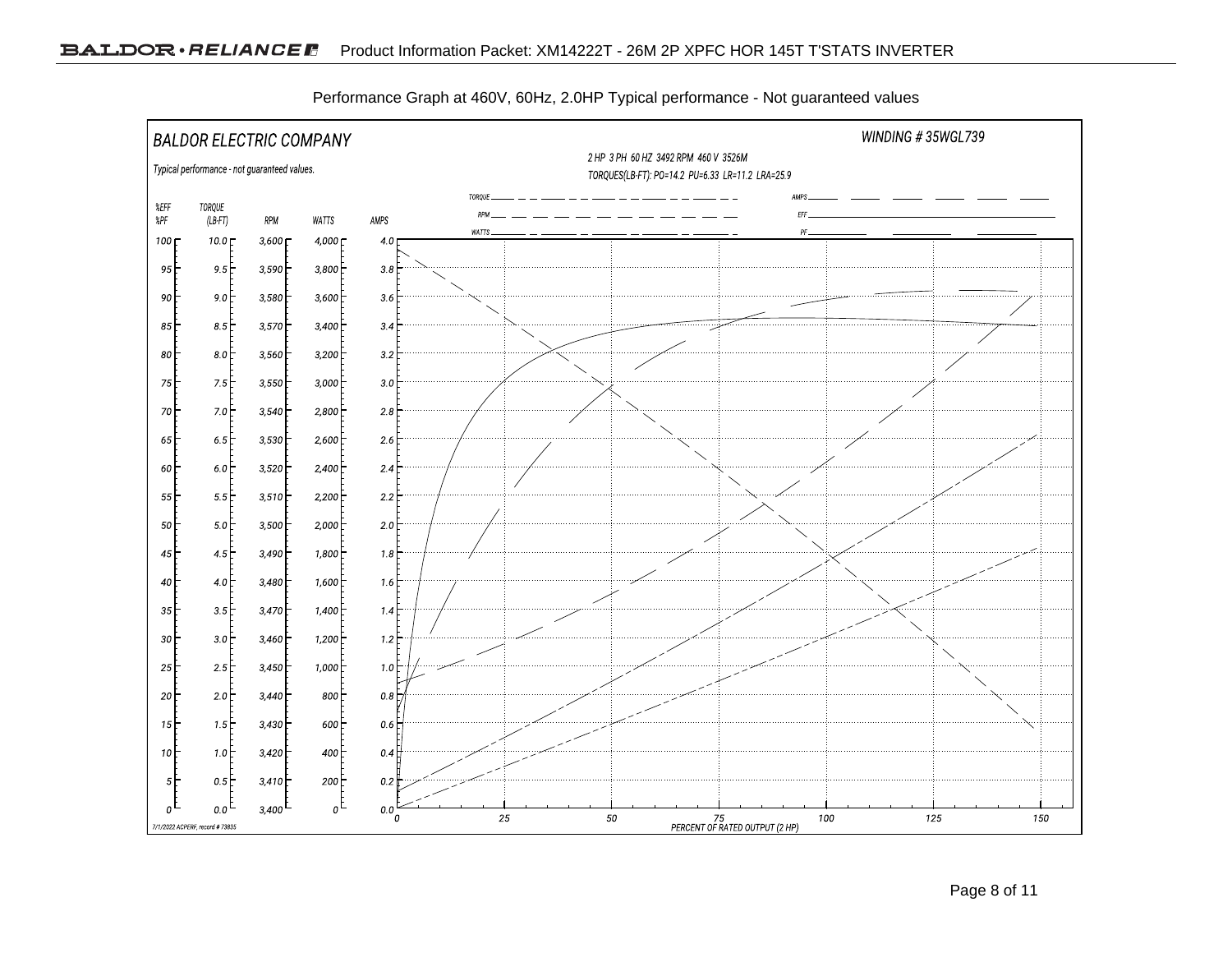Performance Graph at 460V, 60Hz, 2.0HP Typical performance - Not guaranteed values

BALDOR ELECTRIC COMPANY

WINDING # 35WGL739

2 HP 3 PH 60 HZ 3492 RPM 460 V 3526M

TORQUES(LB-FT): PO=14.2 PU=6.33 LR=11.2 LRA=25.9

Typical performance - not guaranteed values.

| %EFF %PF | TORQUE (LB-FT) | RPM | WATTS | AMPS |
|---|---|---|---|---|
| 100 | 10.0 | 3,600 | 4,000 | 4.0 |
| 95 | 9.5 | 3,590 | 3,800 | 3.8 |
| 90 | 9.0 | 3,580 | 3,600 | 3.6 |
| 85 | 8.5 | 3,570 | 3,400 | 3.4 |
| 80 | 8.0 | 3,560 | 3,200 | 3.2 |
| 75 | 7.5 | 3,550 | 3,000 | 3.0 |
| 70 | 7.0 | 3,540 | 2,800 | 2.8 |
| 65 | 6.5 | 3,530 | 2,600 | 2.6 |
| 60 | 6.0 | 3,520 | 2,400 | 2.4 |
| 55 | 5.5 | 3,510 | 2,200 | 2.2 |
| 50 | 5.0 | 3,500 | 2,000 | 2.0 |
| 45 | 4.5 | 3,490 | 1,800 | 1.8 |
| 40 | 4.0 | 3,480 | 1,600 | 1.6 |
| 35 | 3.5 | 3,470 | 1,400 | 1.4 |
| 30 | 3.0 | 3,460 | 1,200 | 1.2 |
| 25 | 2.5 | 3,450 | 1,000 | 1.0 |
| 20 | 2.0 | 3,440 | 800 | 0.8 |
| 15 | 1.5 | 3,430 | 600 | 0.6 |
| 10 | 1.0 | 3,420 | 400 | 0.4 |
| 5 | 0.5 | 3,410 | 200 | 0.2 |
| 0 | 0.0 | 3,400 | 0 | 0.0 |

Legend: TORQUE, RPM, WATTS, AMPS, EFF, PF

PERCENT OF RATED OUTPUT (2 HP): 0, 25, 50, 75, 100, 125, 150

7/1/2022 ACPERF, record # 73835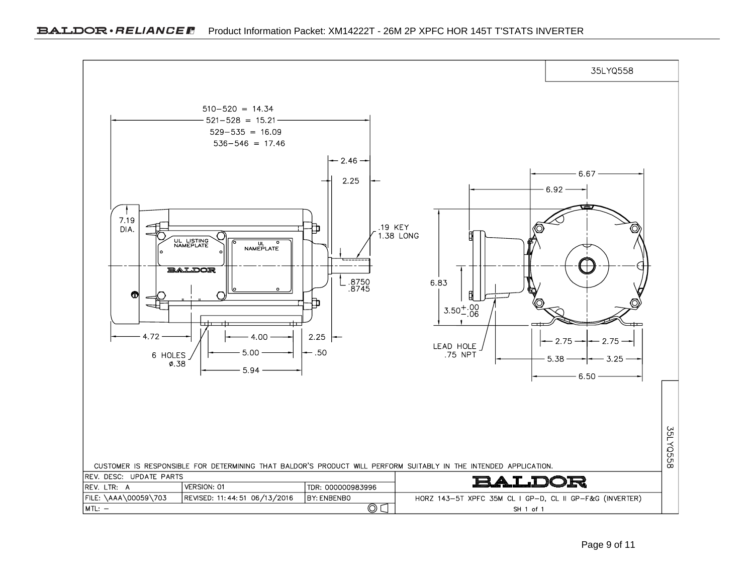35LYQ558

510–520 = 14.34
521–528 = 15.21
529–535 = 16.09
536–546 = 17.46

2.46

2.25

7.19 DIA.

UL LISTING NAMEPLATE

UL NAMEPLATE

BALDOR

.19 KEY 1.38 LONG

.8750
.8745

4.72

4.00

2.25

6 HOLES ø.38

5.00

.50

5.94

6.67

6.92

6.83

$3.50^{+.00}_{-.06}$

LEAD HOLE .75 NPT

2.75

2.75

5.38

3.25

6.50

CUSTOMER IS RESPONSIBLE FOR DETERMINING THAT BALDOR'S PRODUCT WILL PERFORM SUITABLY IN THE INTENDED APPLICATION.

| REV. DESC: UPDATE PARTS | | | BALDOR |
|---|---|---|---|
| REV. LTR: A | VERSION: 01 | TDR: 000000983996 | |
| FILE: \AAA\00059\703 | REVISED: 11:44:51 06/13/2016 | BY: ENBENBO | HORZ 143–5T XPFC 35M CL I GP–D, CL II GP–F&G (INVERTER) |
| MTL: – | | | SH 1 of 1 |

35LYQ558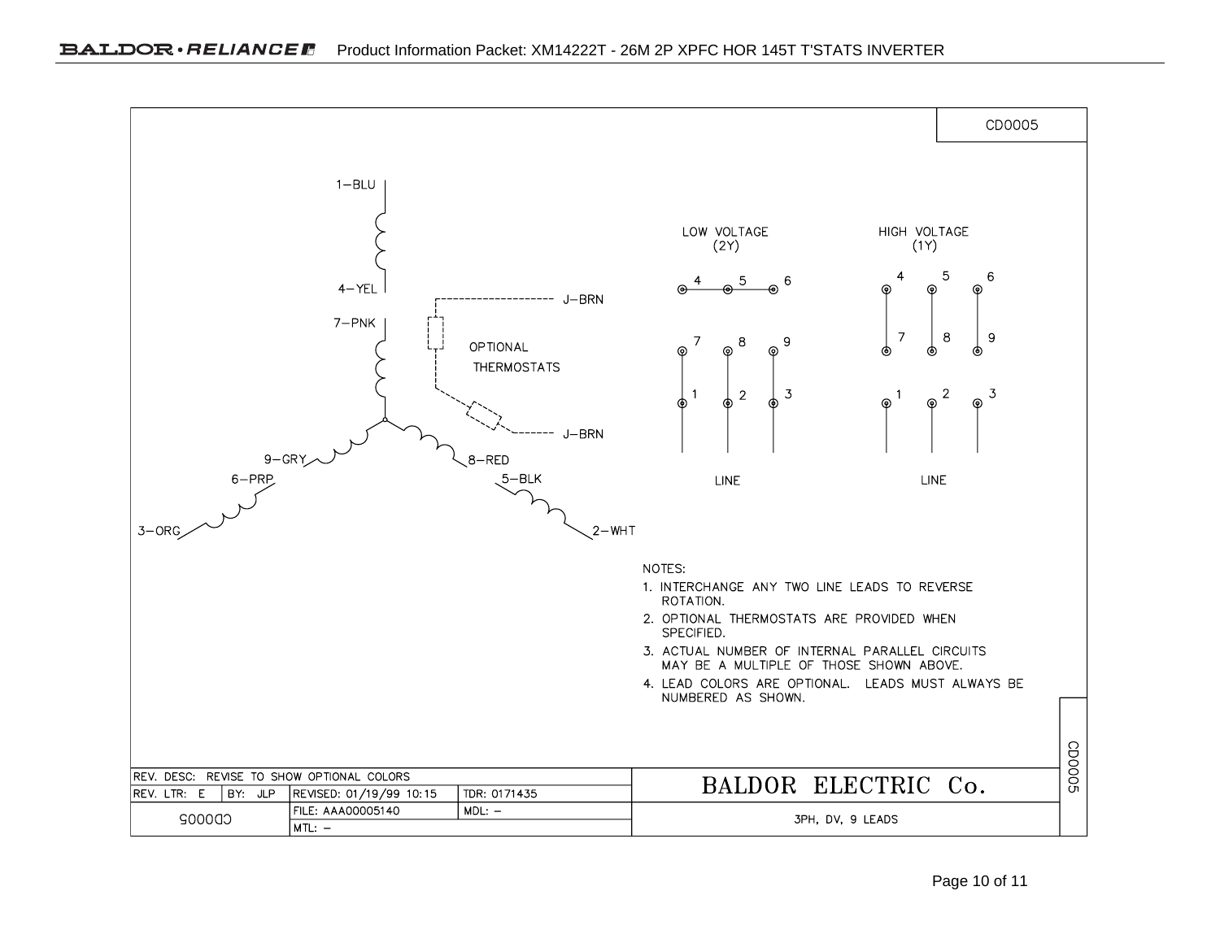CD0005

1–BLU

4–YEL

7–PNK

J–BRN

OPTIONAL THERMOSTATS

J–BRN

9–GRY

8–RED

6–PRP

5–BLK

3–ORG

2–WHT

LOW VOLTAGE (2Y)

4 5 6

7 8 9

1 2 3

LINE

HIGH VOLTAGE (1Y)

4 5 6

7 8 9

1 2 3

LINE

NOTES:

1. INTERCHANGE ANY TWO LINE LEADS TO REVERSE ROTATION.
2. OPTIONAL THERMOSTATS ARE PROVIDED WHEN SPECIFIED.
3. ACTUAL NUMBER OF INTERNAL PARALLEL CIRCUITS MAY BE A MULTIPLE OF THOSE SHOWN ABOVE.
4. LEAD COLORS ARE OPTIONAL. LEADS MUST ALWAYS BE NUMBERED AS SHOWN.

| REV. DESC: REVISE TO SHOW OPTIONAL COLORS | | | | BALDOR ELECTRIC Co. |
|---|---|---|---|---|
| REV. LTR: E | BY: JLP | REVISED: 01/19/99 10:15 | TDR: 0171435 | |
| CD0005 | | FILE: AAA00005140 | MDL: – | 3PH, DV, 9 LEADS |
| | | MTL: – | | |

CD0005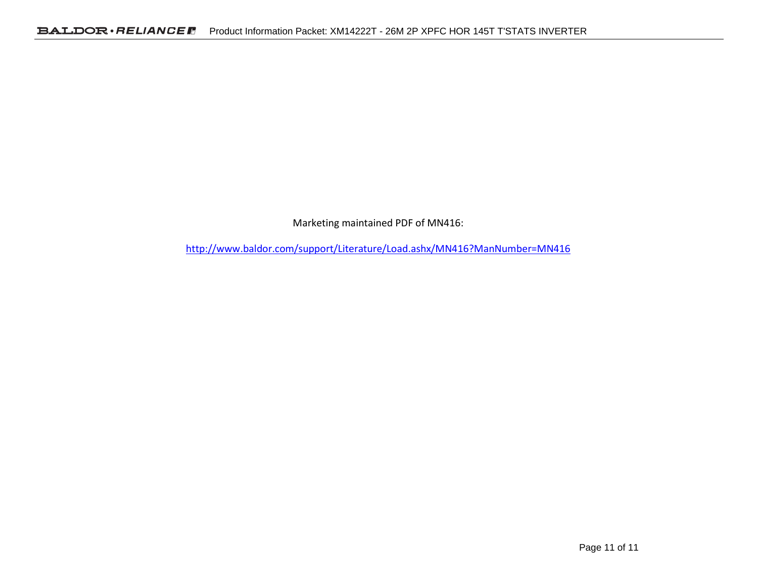Marketing maintained PDF of MN416:

http://www.baldor.com/support/Literature/Load.ashx/MN416?ManNumber=MN416